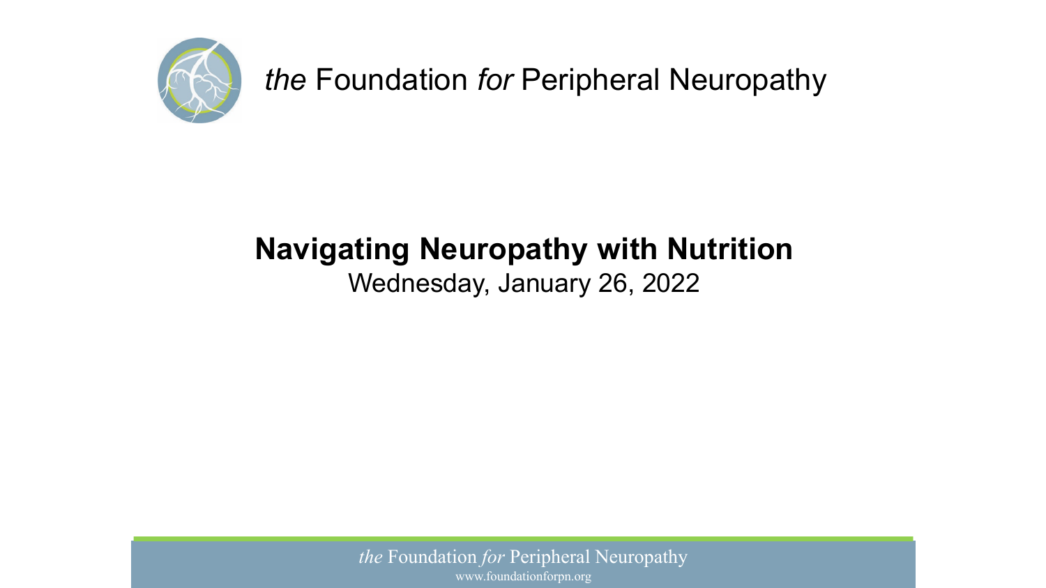*the* Foundation *for* Peripheral Neuropathy

# Navigating Neuropathy with Nutrition

Wednesday, January 26, 2022

*the* Foundation *for* Peripheral Neuropathy
www.foundationforpn.org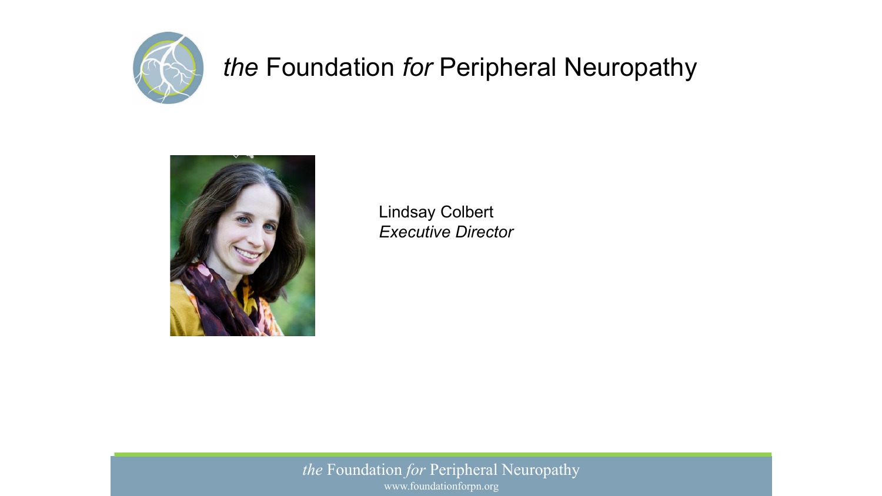# *the* Foundation *for* Peripheral Neuropathy

Lindsay Colbert
*Executive Director*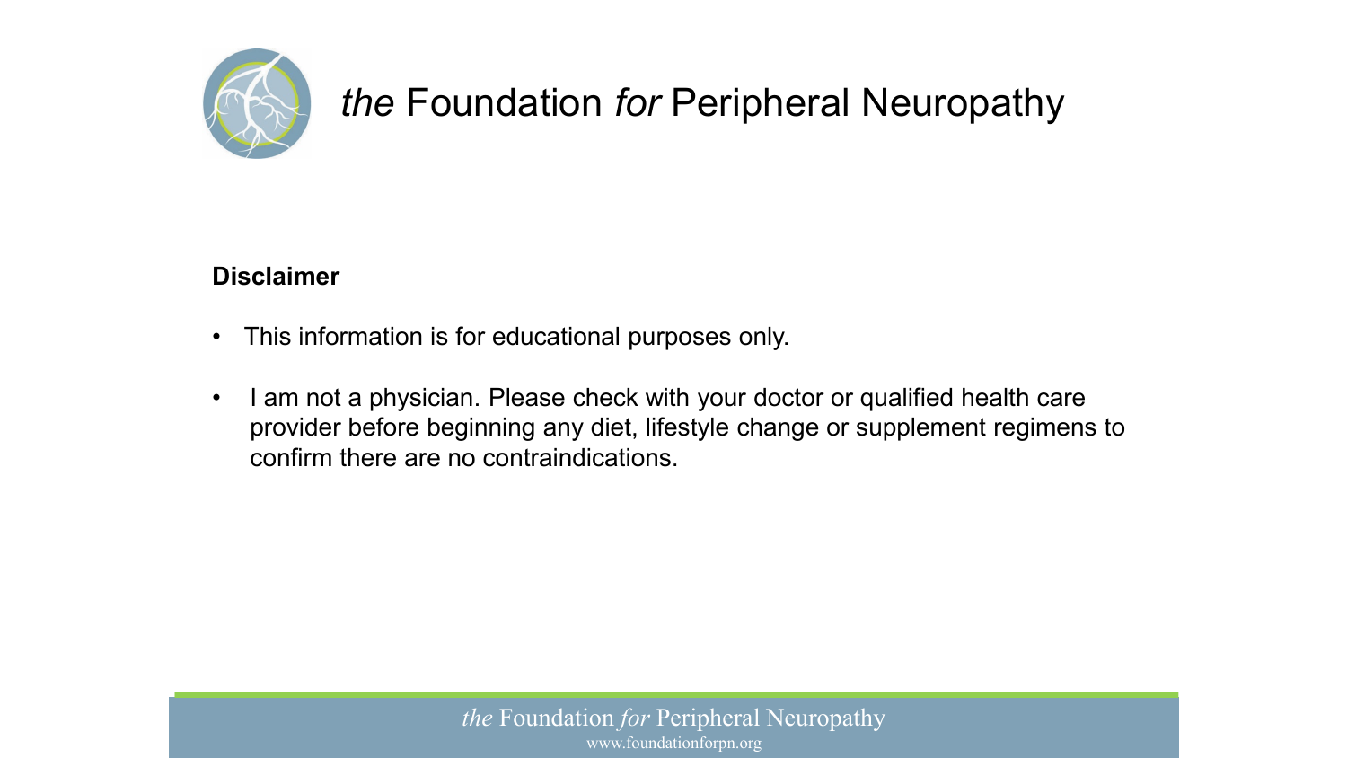# *the* Foundation *for* Peripheral Neuropathy

**Disclaimer**

- This information is for educational purposes only.
- I am not a physician. Please check with your doctor or qualified health care provider before beginning any diet, lifestyle change or supplement regimens to confirm there are no contraindications.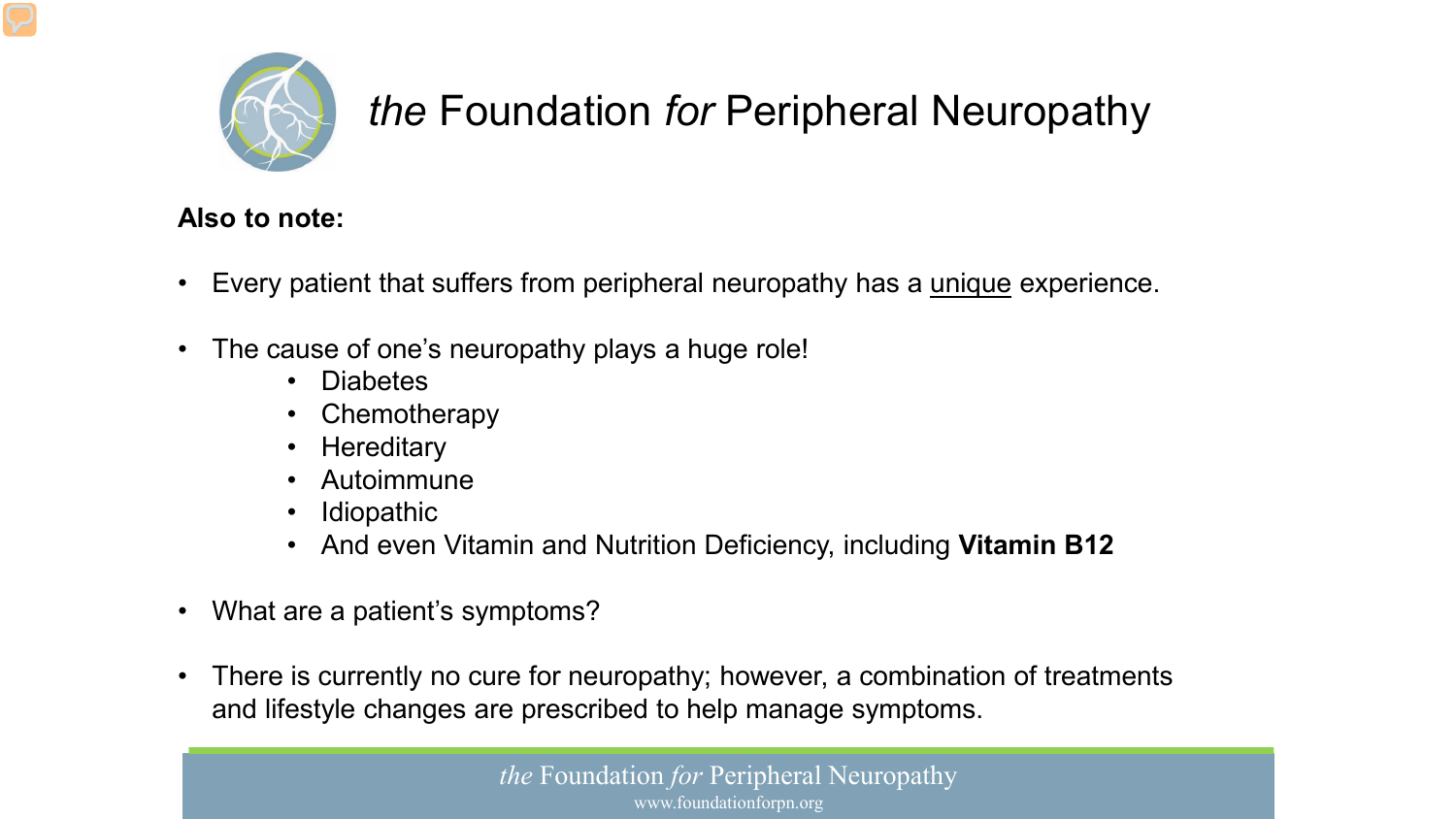**Also to note:**

- Every patient that suffers from peripheral neuropathy has a <u>unique</u> experience.
- The cause of one's neuropathy plays a huge role!
  - Diabetes
  - Chemotherapy
  - Hereditary
  - Autoimmune
  - Idiopathic
  - And even Vitamin and Nutrition Deficiency, including **Vitamin B12**
- What are a patient's symptoms?
- There is currently no cure for neuropathy; however, a combination of treatments and lifestyle changes are prescribed to help manage symptoms.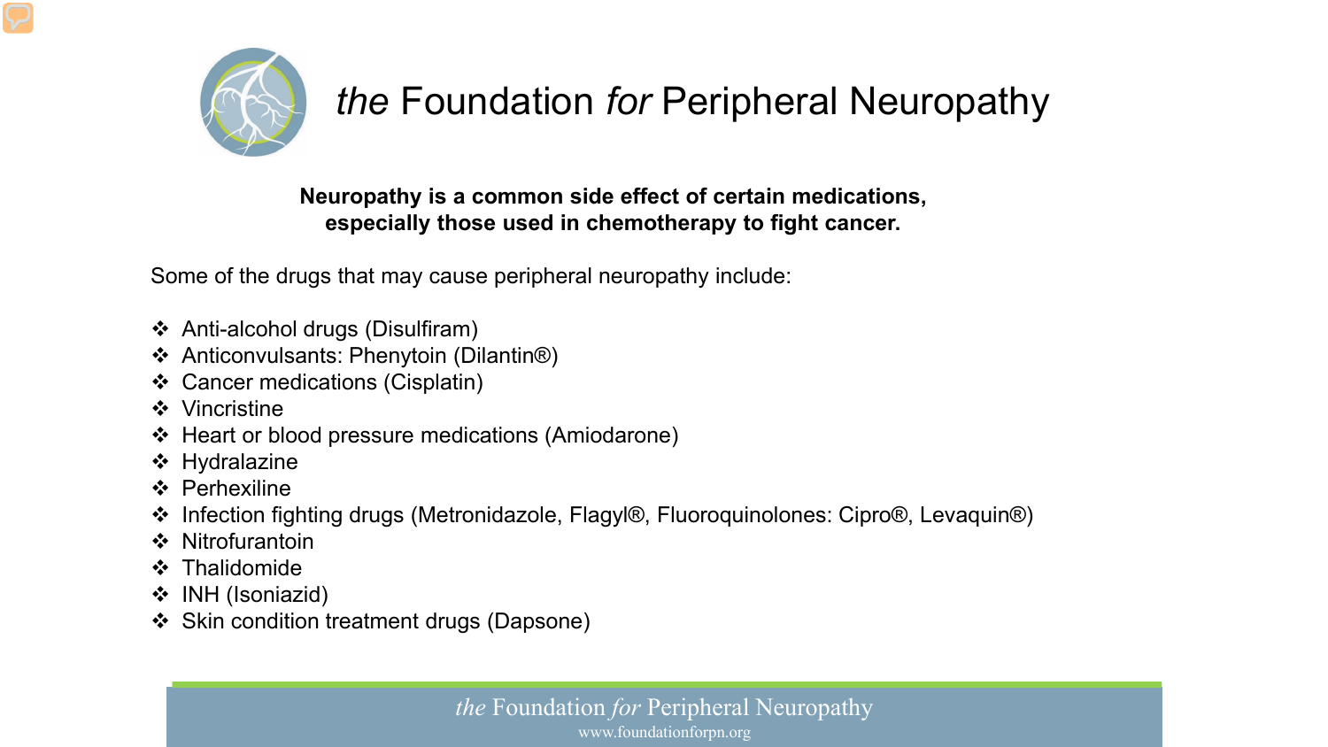# *the* Foundation *for* Peripheral Neuropathy

**Neuropathy is a common side effect of certain medications, especially those used in chemotherapy to fight cancer.**

Some of the drugs that may cause peripheral neuropathy include:

- Anti-alcohol drugs (Disulfiram)
- Anticonvulsants: Phenytoin (Dilantin®)
- Cancer medications (Cisplatin)
- Vincristine
- Heart or blood pressure medications (Amiodarone)
- Hydralazine
- Perhexiline
- Infection fighting drugs (Metronidazole, Flagyl®, Fluoroquinolones: Cipro®, Levaquin®)
- Nitrofurantoin
- Thalidomide
- INH (Isoniazid)
- Skin condition treatment drugs (Dapsone)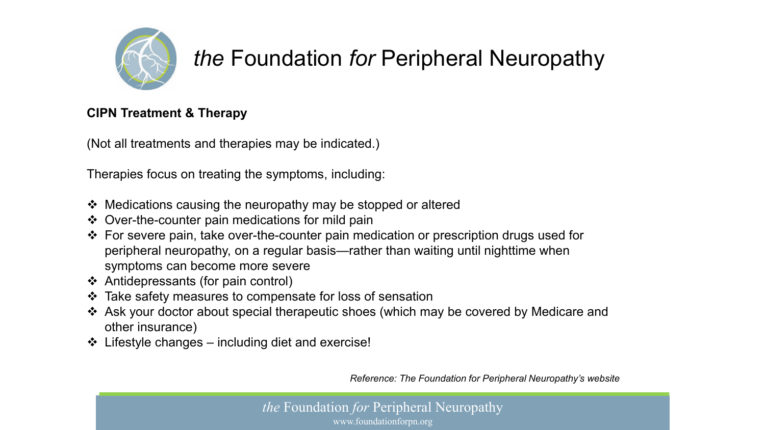# *the* Foundation *for* Peripheral Neuropathy

**CIPN Treatment & Therapy**

(Not all treatments and therapies may be indicated.)

Therapies focus on treating the symptoms, including:

- Medications causing the neuropathy may be stopped or altered
- Over-the-counter pain medications for mild pain
- For severe pain, take over-the-counter pain medication or prescription drugs used for peripheral neuropathy, on a regular basis—rather than waiting until nighttime when symptoms can become more severe
- Antidepressants (for pain control)
- Take safety measures to compensate for loss of sensation
- Ask your doctor about special therapeutic shoes (which may be covered by Medicare and other insurance)
- Lifestyle changes – including diet and exercise!

*Reference: The Foundation for Peripheral Neuropathy's website*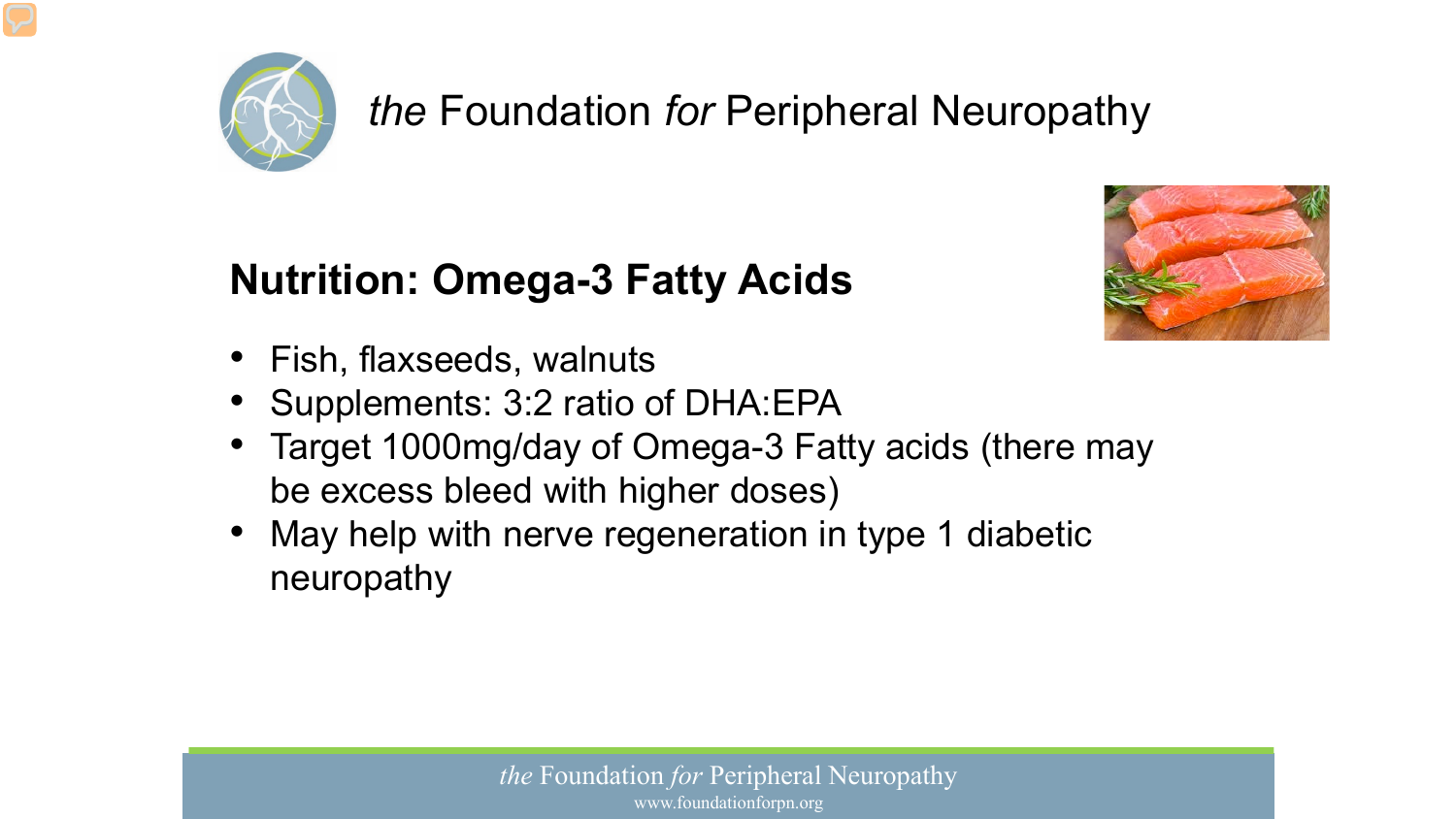## Nutrition: Omega-3 Fatty Acids

- Fish, flaxseeds, walnuts
- Supplements: 3:2 ratio of DHA:EPA
- Target 1000mg/day of Omega-3 Fatty acids (there may be excess bleed with higher doses)
- May help with nerve regeneration in type 1 diabetic neuropathy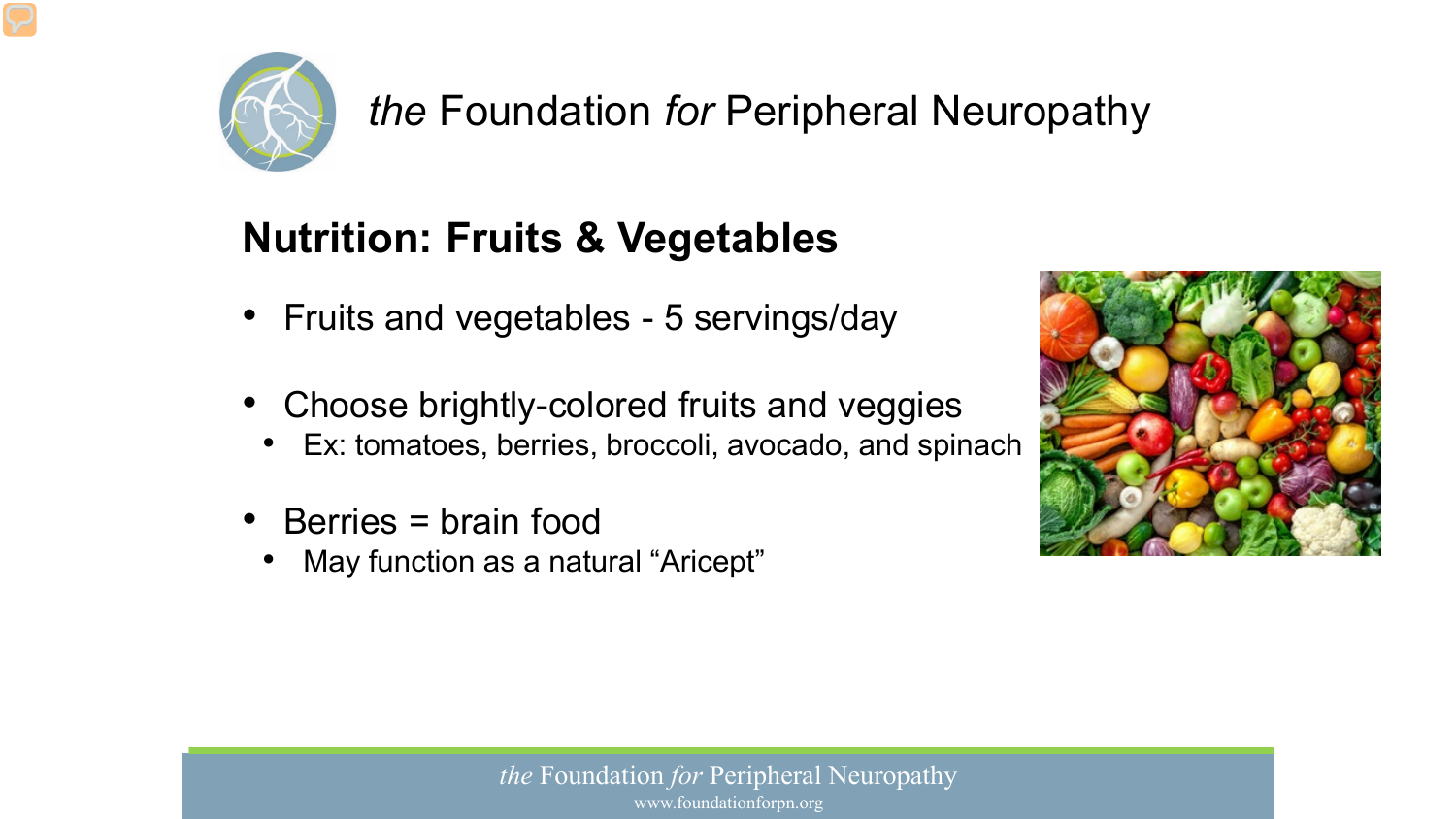## Nutrition: Fruits & Vegetables

- Fruits and vegetables - 5 servings/day
- Choose brightly-colored fruits and veggies
  - Ex: tomatoes, berries, broccoli, avocado, and spinach
- Berries = brain food
  - May function as a natural “Aricept”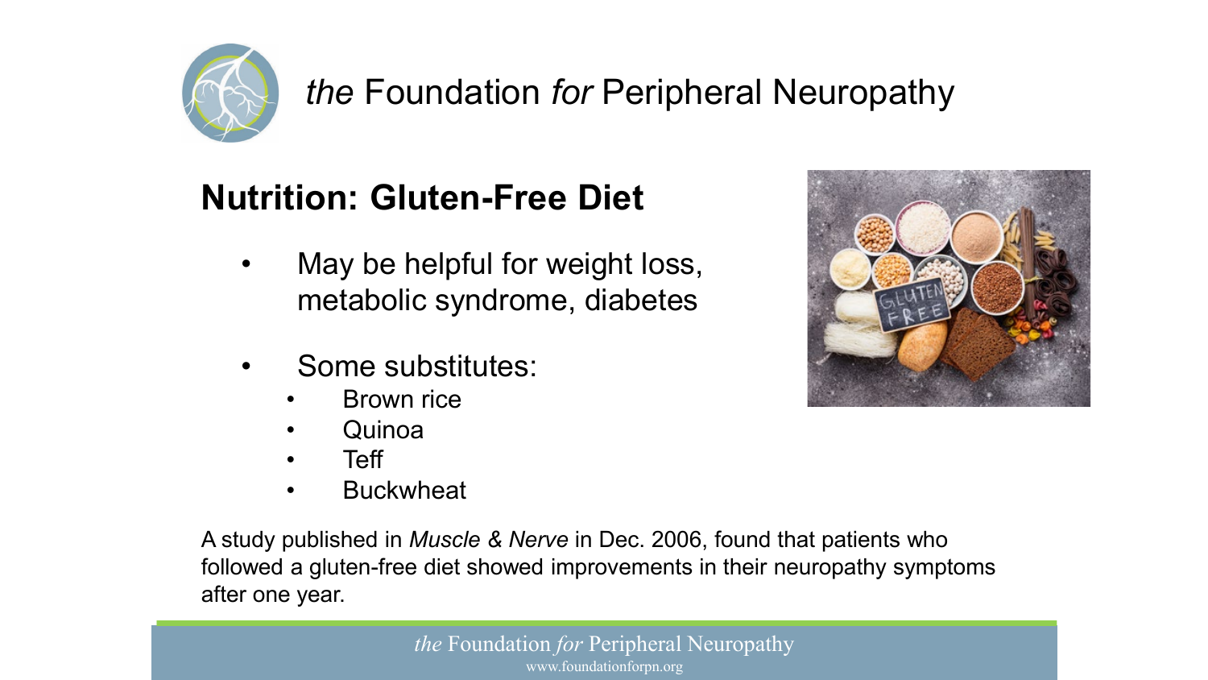## Nutrition: Gluten-Free Diet

- May be helpful for weight loss, metabolic syndrome, diabetes
- Some substitutes:
  - Brown rice
  - Quinoa
  - Teff
  - Buckwheat

A study published in *Muscle & Nerve* in Dec. 2006, found that patients who followed a gluten-free diet showed improvements in their neuropathy symptoms after one year.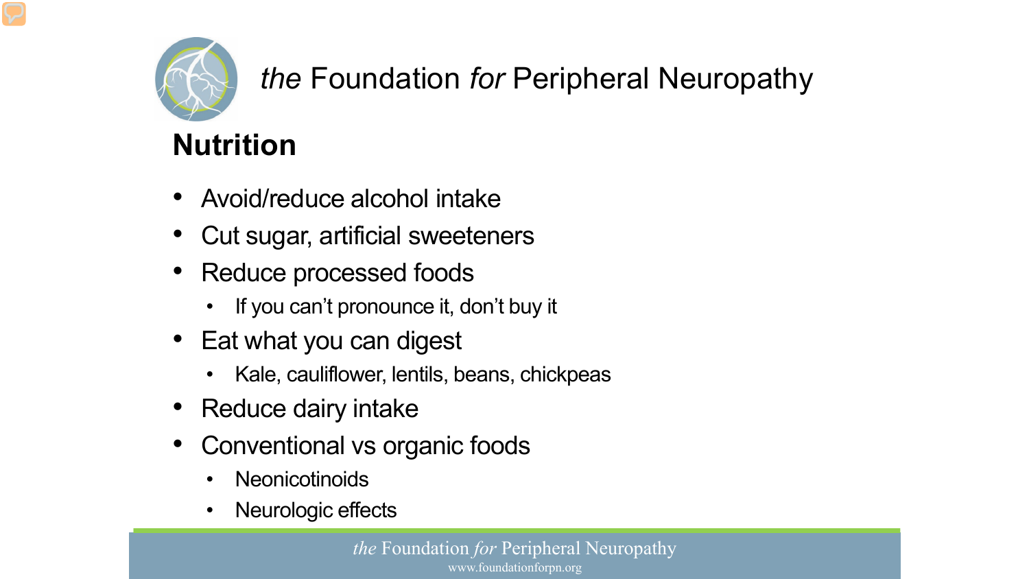## Nutrition

- Avoid/reduce alcohol intake
- Cut sugar, artificial sweeteners
- Reduce processed foods
  - If you can't pronounce it, don't buy it
- Eat what you can digest
  - Kale, cauliflower, lentils, beans, chickpeas
- Reduce dairy intake
- Conventional vs organic foods
  - Neonicotinoids
  - Neurologic effects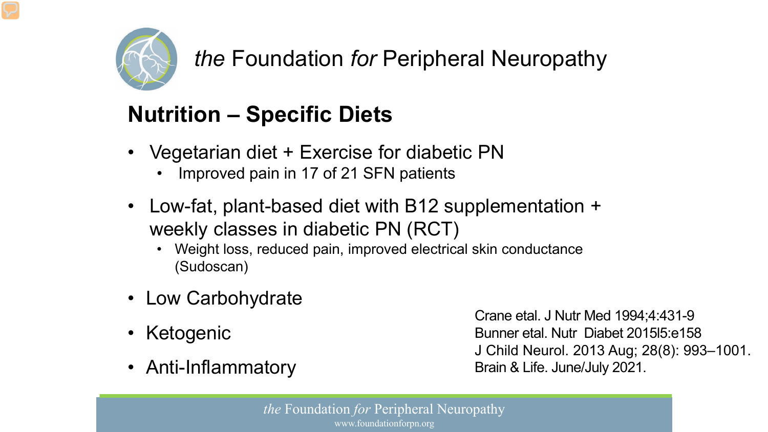## Nutrition – Specific Diets

- Vegetarian diet + Exercise for diabetic PN
  - Improved pain in 17 of 21 SFN patients
- Low-fat, plant-based diet with B12 supplementation + weekly classes in diabetic PN (RCT)
  - Weight loss, reduced pain, improved electrical skin conductance (Sudoscan)
- Low Carbohydrate
- Ketogenic
- Anti-Inflammatory

Crane etal. J Nutr Med 1994;4:431-9
Bunner etal. Nutr Diabet 2015l5:e158
J Child Neurol. 2013 Aug; 28(8): 993–1001.
Brain & Life. June/July 2021.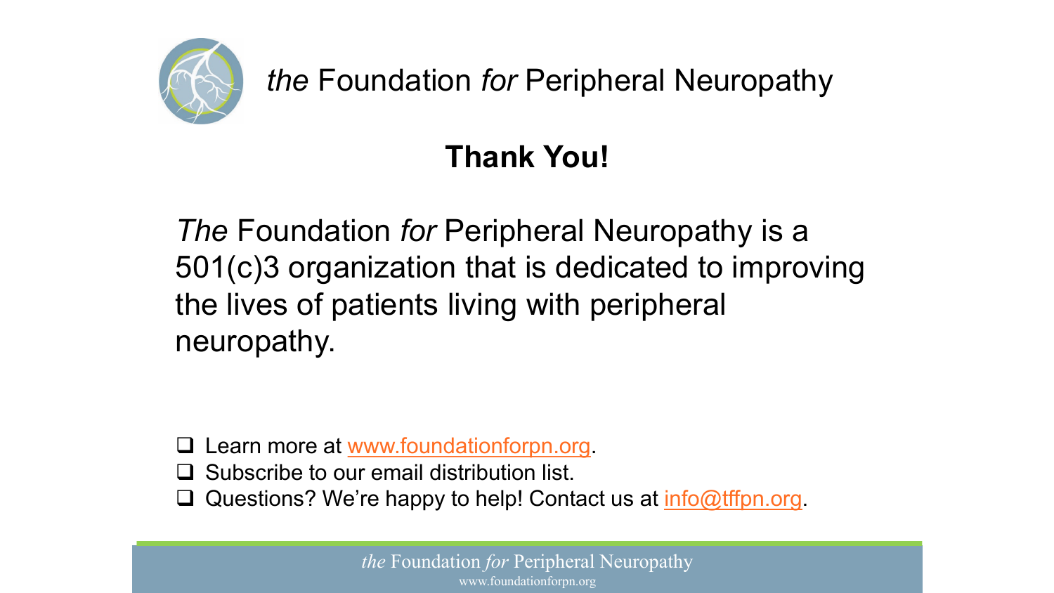*the* Foundation *for* Peripheral Neuropathy

## Thank You!

*The* Foundation *for* Peripheral Neuropathy is a 501(c)3 organization that is dedicated to improving the lives of patients living with peripheral neuropathy.

- ❑ Learn more at www.foundationforpn.org.
- ❑ Subscribe to our email distribution list.
- ❑ Questions? We're happy to help! Contact us at info@tffpn.org.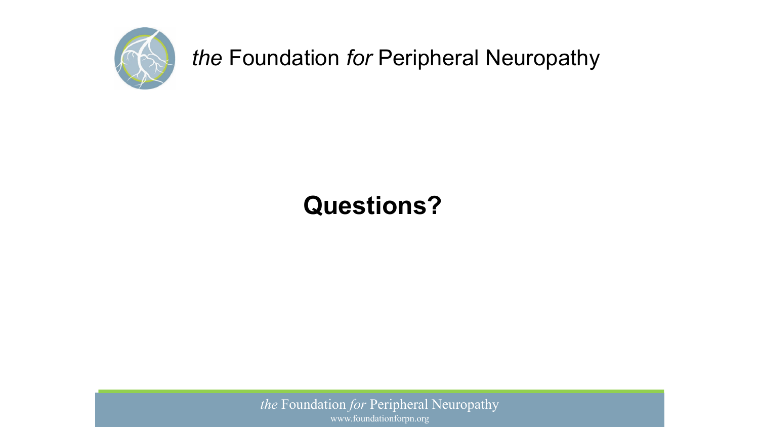*the* Foundation *for* Peripheral Neuropathy

# Questions?